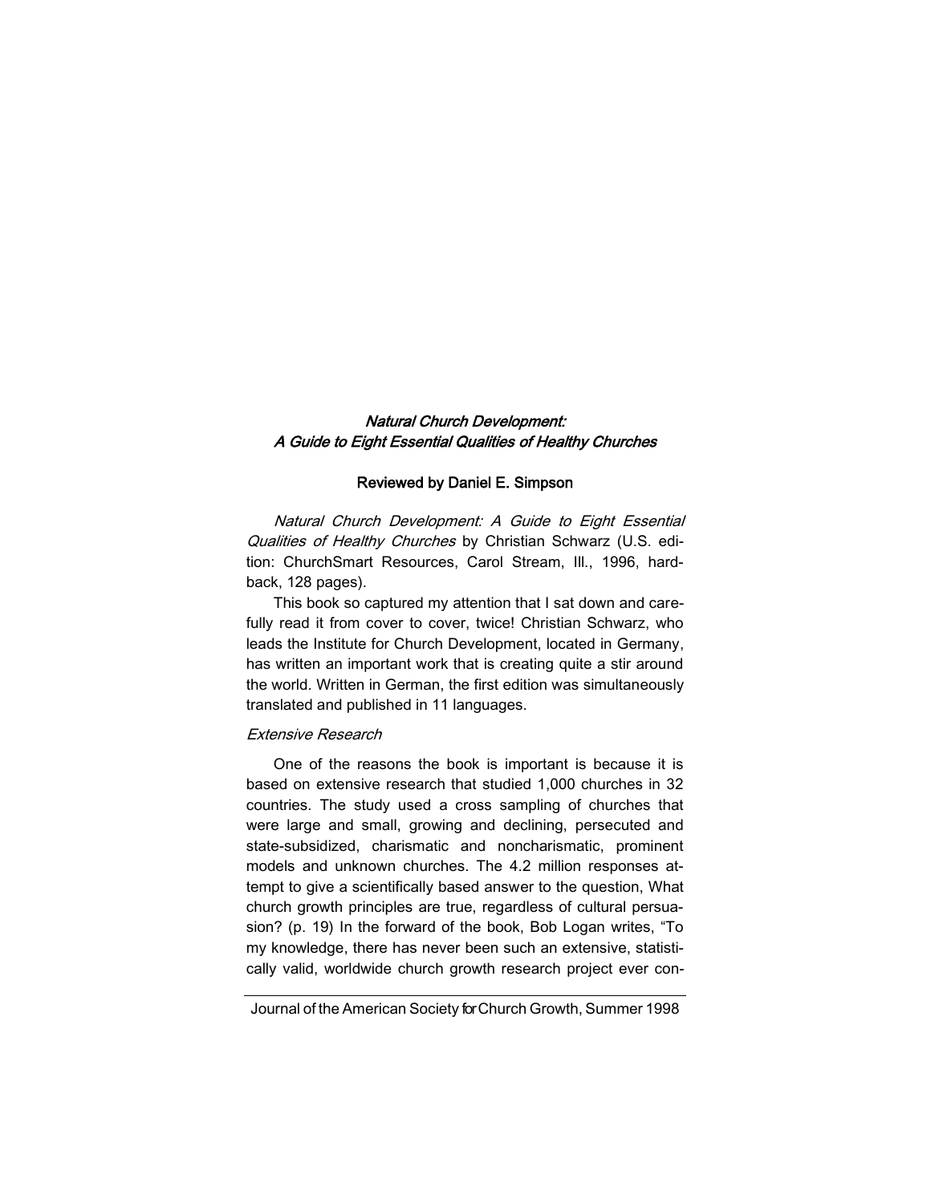## *Natural Church Development: A Guide to Eight Essential Qualities of Healthy Churches*

**Reviewed by Daniel E. Simpson**

*Natural Church Development: A Guide to Eight Essential Qualities of Healthy Churches* by Christian Schwarz (U.S. edition: ChurchSmart Resources, Carol Stream, Ill., 1996, hardback, 128 pages).

This book so captured my attention that I sat down and carefully read it from cover to cover, twice! Christian Schwarz, who leads the Institute for Church Development, located in Germany, has written an important work that is creating quite a stir around the world. Written in German, the first edition was simultaneously translated and published in 11 languages.

*Extensive Research*

One of the reasons the book is important is because it is based on extensive research that studied 1,000 churches in 32 countries. The study used a cross sampling of churches that were large and small, growing and declining, persecuted and state-subsidized, charismatic and noncharismatic, prominent models and unknown churches. The 4.2 million responses attempt to give a scientifically based answer to the question, What church growth principles are true, regardless of cultural persuasion? (p. 19) In the forward of the book, Bob Logan writes, "To my knowledge, there has never been such an extensive, statistically valid, worldwide church growth research project ever con-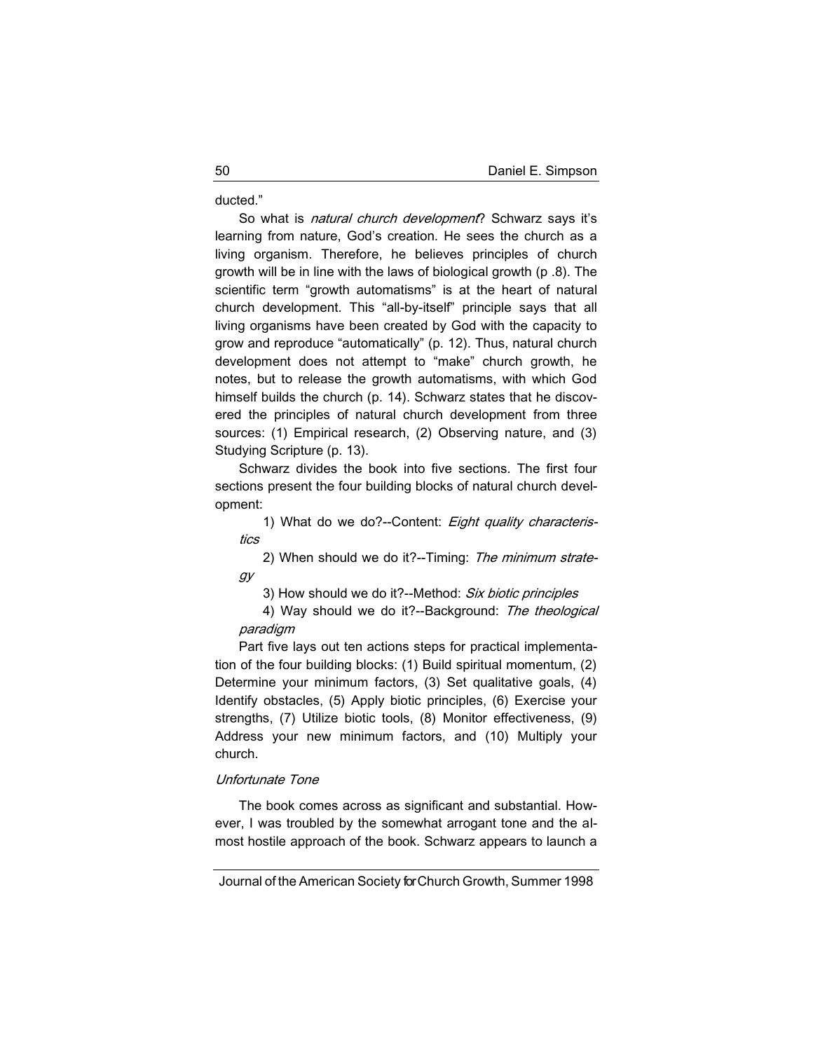ducted."

So what is *natural church development*? Schwarz says it's learning from nature, God's creation. He sees the church as a living organism. Therefore, he believes principles of church growth will be in line with the laws of biological growth (p .8). The scientific term "growth automatisms" is at the heart of natural church development. This "all-by-itself" principle says that all living organisms have been created by God with the capacity to grow and reproduce "automatically" (p. 12). Thus, natural church development does not attempt to "make" church growth, he notes, but to release the growth automatisms, with which God himself builds the church (p. 14). Schwarz states that he discovered the principles of natural church development from three sources: (1) Empirical research, (2) Observing nature, and (3) Studying Scripture (p. 13).

Schwarz divides the book into five sections. The first four sections present the four building blocks of natural church development:

1) What do we do?--Content: *Eight quality characteristics*

2) When should we do it?--Timing: *The minimum strategy*

3) How should we do it?--Method: *Six biotic principles*

4) Way should we do it?--Background: *The theological paradigm*

Part five lays out ten actions steps for practical implementation of the four building blocks: (1) Build spiritual momentum, (2) Determine your minimum factors, (3) Set qualitative goals, (4) Identify obstacles, (5) Apply biotic principles, (6) Exercise your strengths, (7) Utilize biotic tools, (8) Monitor effectiveness, (9) Address your new minimum factors, and (10) Multiply your church.

*Unfortunate Tone*

The book comes across as significant and substantial. However, I was troubled by the somewhat arrogant tone and the almost hostile approach of the book. Schwarz appears to launch a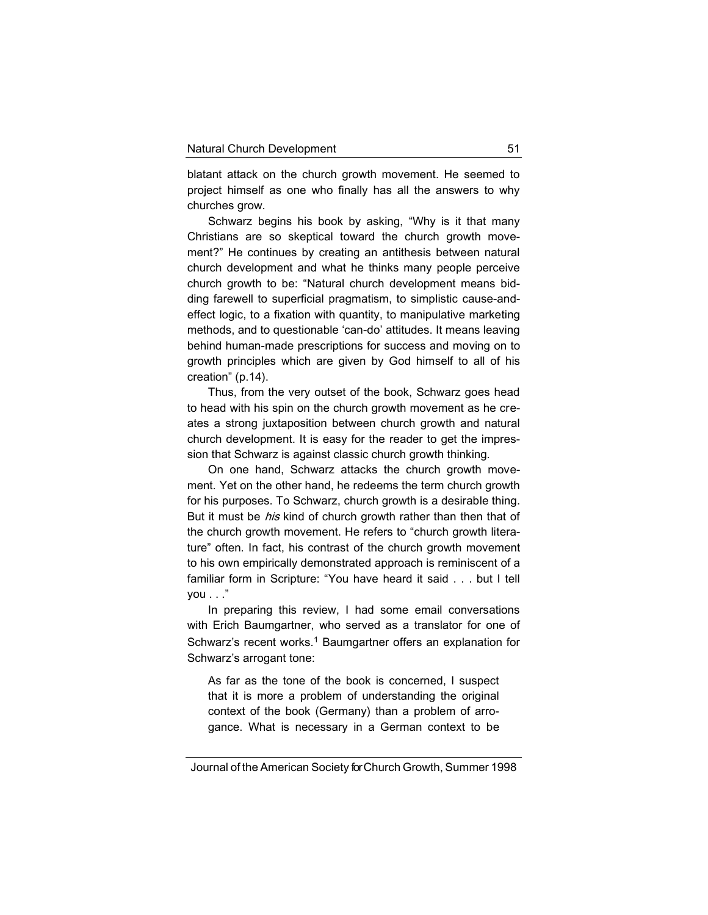blatant attack on the church growth movement. He seemed to project himself as one who finally has all the answers to why churches grow.

Schwarz begins his book by asking, "Why is it that many Christians are so skeptical toward the church growth movement?" He continues by creating an antithesis between natural church development and what he thinks many people perceive church growth to be: "Natural church development means bidding farewell to superficial pragmatism, to simplistic cause-and-effect logic, to a fixation with quantity, to manipulative marketing methods, and to questionable 'can-do' attitudes. It means leaving behind human-made prescriptions for success and moving on to growth principles which are given by God himself to all of his creation" (p.14).

Thus, from the very outset of the book, Schwarz goes head to head with his spin on the church growth movement as he creates a strong juxtaposition between church growth and natural church development. It is easy for the reader to get the impression that Schwarz is against classic church growth thinking.

On one hand, Schwarz attacks the church growth movement. Yet on the other hand, he redeems the term church growth for his purposes. To Schwarz, church growth is a desirable thing. But it must be *his* kind of church growth rather than then that of the church growth movement. He refers to "church growth literature" often. In fact, his contrast of the church growth movement to his own empirically demonstrated approach is reminiscent of a familiar form in Scripture: "You have heard it said . . . but I tell you . . ."

In preparing this review, I had some email conversations with Erich Baumgartner, who served as a translator for one of Schwarz's recent works.[1] Baumgartner offers an explanation for Schwarz's arrogant tone:

> As far as the tone of the book is concerned, I suspect that it is more a problem of understanding the original context of the book (Germany) than a problem of arrogance. What is necessary in a German context to be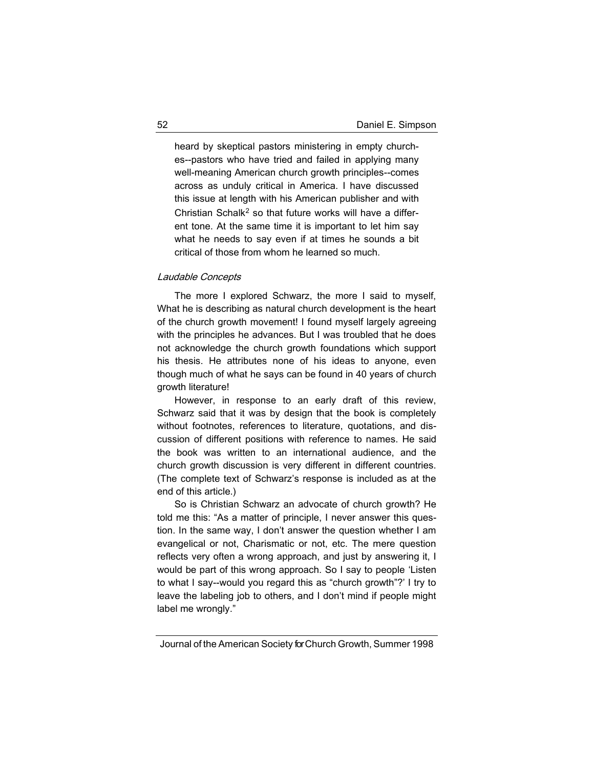heard by skeptical pastors ministering in empty churches--pastors who have tried and failed in applying many well-meaning American church growth principles--comes across as unduly critical in America. I have discussed this issue at length with his American publisher and with Christian Schalk[2] so that future works will have a different tone. At the same time it is important to let him say what he needs to say even if at times he sounds a bit critical of those from whom he learned so much.

### *Laudable Concepts*

The more I explored Schwarz, the more I said to myself, What he is describing as natural church development is the heart of the church growth movement! I found myself largely agreeing with the principles he advances. But I was troubled that he does not acknowledge the church growth foundations which support his thesis. He attributes none of his ideas to anyone, even though much of what he says can be found in 40 years of church growth literature!

However, in response to an early draft of this review, Schwarz said that it was by design that the book is completely without footnotes, references to literature, quotations, and discussion of different positions with reference to names. He said the book was written to an international audience, and the church growth discussion is very different in different countries. (The complete text of Schwarz's response is included as at the end of this article.)

So is Christian Schwarz an advocate of church growth? He told me this: "As a matter of principle, I never answer this question. In the same way, I don't answer the question whether I am evangelical or not, Charismatic or not, etc. The mere question reflects very often a wrong approach, and just by answering it, I would be part of this wrong approach. So I say to people 'Listen to what I say--would you regard this as "church growth"?' I try to leave the labeling job to others, and I don't mind if people might label me wrongly."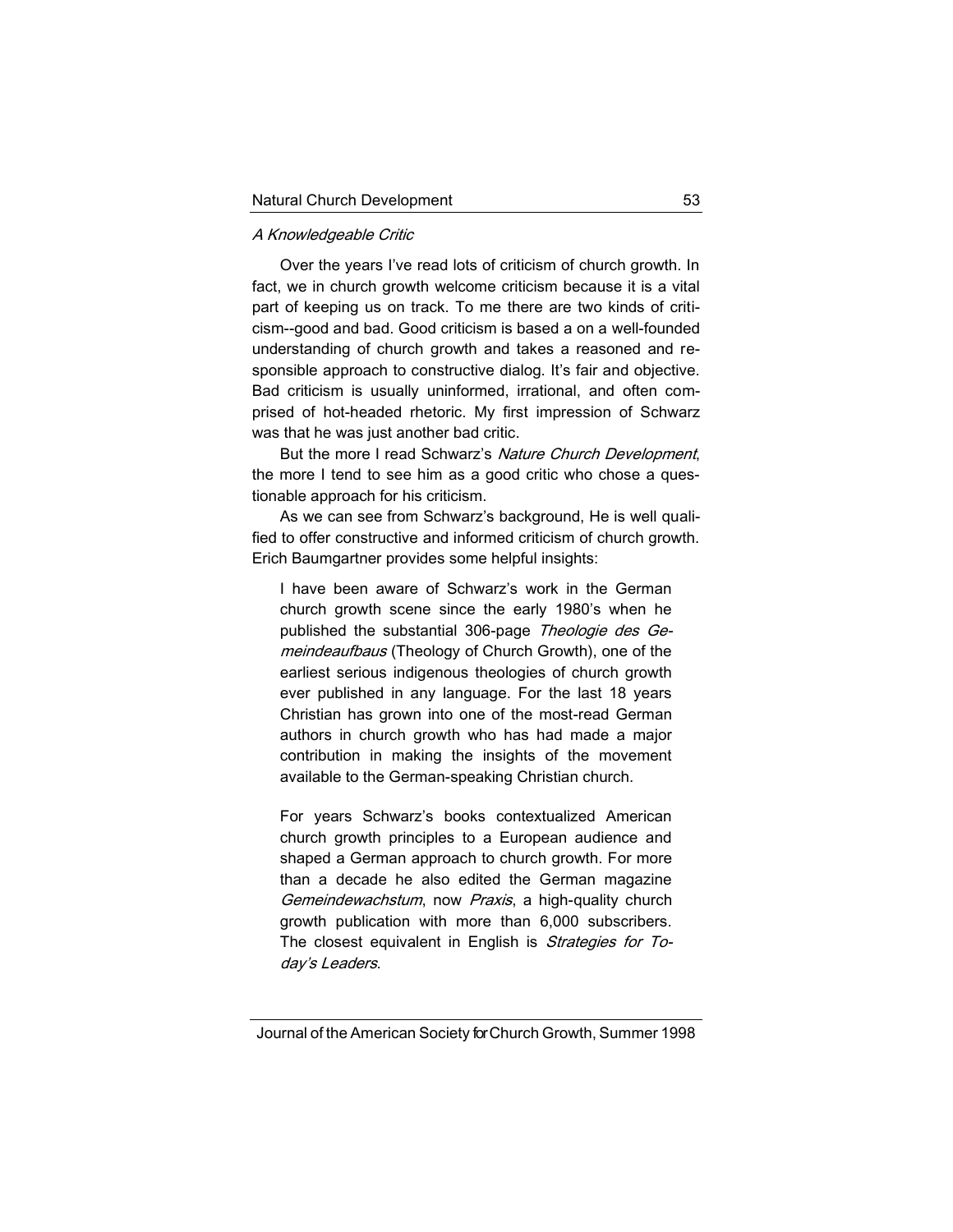*A Knowledgeable Critic*

Over the years I've read lots of criticism of church growth. In fact, we in church growth welcome criticism because it is a vital part of keeping us on track. To me there are two kinds of criticism--good and bad. Good criticism is based a on a well-founded understanding of church growth and takes a reasoned and responsible approach to constructive dialog. It's fair and objective. Bad criticism is usually uninformed, irrational, and often comprised of hot-headed rhetoric. My first impression of Schwarz was that he was just another bad critic.

But the more I read Schwarz's *Nature Church Development*, the more I tend to see him as a good critic who chose a questionable approach for his criticism.

As we can see from Schwarz's background, He is well qualified to offer constructive and informed criticism of church growth. Erich Baumgartner provides some helpful insights:

> I have been aware of Schwarz's work in the German church growth scene since the early 1980's when he published the substantial 306-page *Theologie des Gemeindeaufbaus* (Theology of Church Growth), one of the earliest serious indigenous theologies of church growth ever published in any language. For the last 18 years Christian has grown into one of the most-read German authors in church growth who has had made a major contribution in making the insights of the movement available to the German-speaking Christian church.
>
> For years Schwarz's books contextualized American church growth principles to a European audience and shaped a German approach to church growth. For more than a decade he also edited the German magazine *Gemeindewachstum*, now *Praxis*, a high-quality church growth publication with more than 6,000 subscribers. The closest equivalent in English is *Strategies for Today's Leaders*.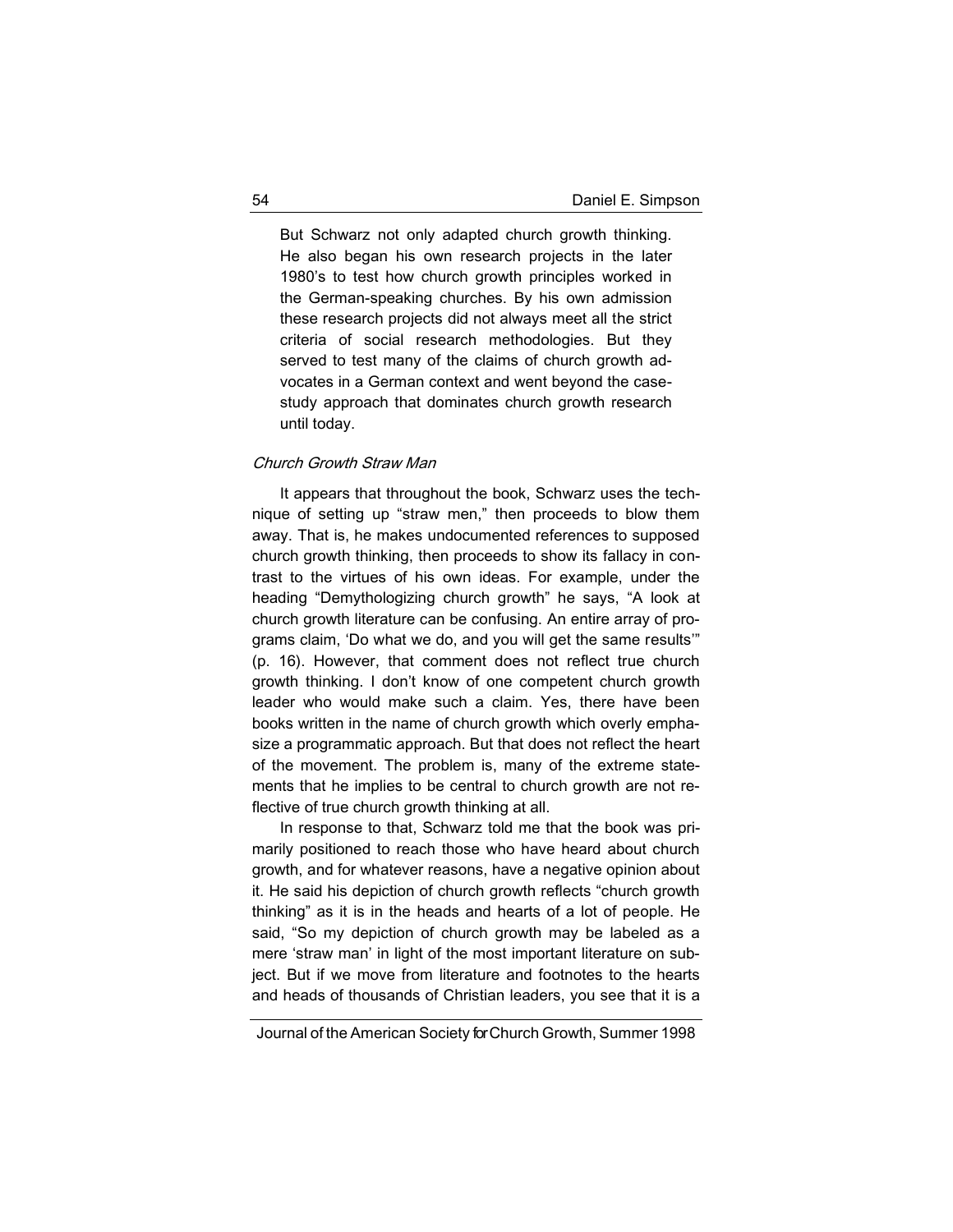> But Schwarz not only adapted church growth thinking. He also began his own research projects in the later 1980's to test how church growth principles worked in the German-speaking churches. By his own admission these research projects did not always meet all the strict criteria of social research methodologies. But they served to test many of the claims of church growth advocates in a German context and went beyond the case-study approach that dominates church growth research until today.

### *Church Growth Straw Man*

It appears that throughout the book, Schwarz uses the technique of setting up "straw men," then proceeds to blow them away. That is, he makes undocumented references to supposed church growth thinking, then proceeds to show its fallacy in contrast to the virtues of his own ideas. For example, under the heading "Demythologizing church growth" he says, "A look at church growth literature can be confusing. An entire array of programs claim, 'Do what we do, and you will get the same results'" (p. 16). However, that comment does not reflect true church growth thinking. I don't know of one competent church growth leader who would make such a claim. Yes, there have been books written in the name of church growth which overly emphasize a programmatic approach. But that does not reflect the heart of the movement. The problem is, many of the extreme statements that he implies to be central to church growth are not reflective of true church growth thinking at all.

In response to that, Schwarz told me that the book was primarily positioned to reach those who have heard about church growth, and for whatever reasons, have a negative opinion about it. He said his depiction of church growth reflects "church growth thinking" as it is in the heads and hearts of a lot of people. He said, "So my depiction of church growth may be labeled as a mere 'straw man' in light of the most important literature on subject. But if we move from literature and footnotes to the hearts and heads of thousands of Christian leaders, you see that it is a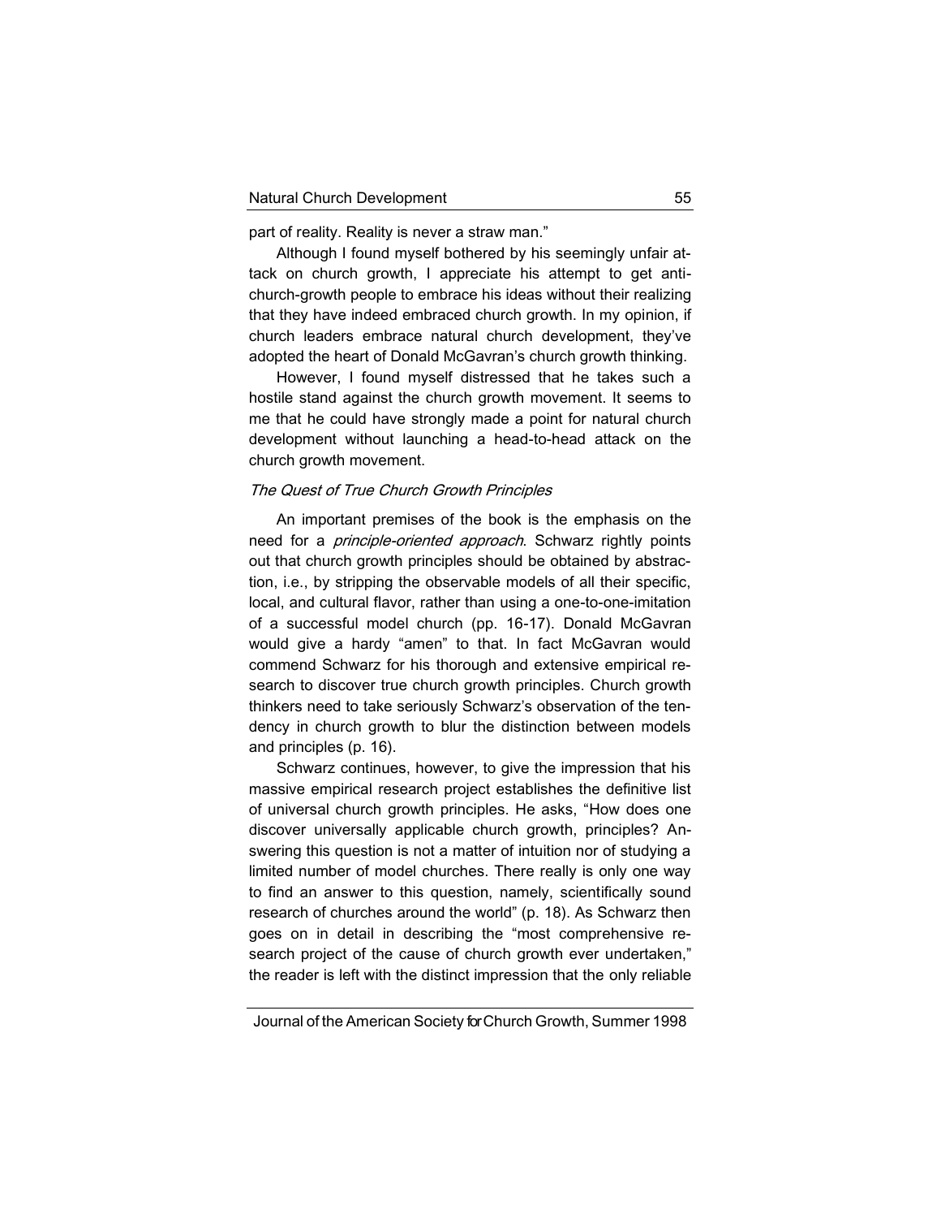part of reality. Reality is never a straw man."

Although I found myself bothered by his seemingly unfair attack on church growth, I appreciate his attempt to get anti-church-growth people to embrace his ideas without their realizing that they have indeed embraced church growth. In my opinion, if church leaders embrace natural church development, they've adopted the heart of Donald McGavran's church growth thinking.

However, I found myself distressed that he takes such a hostile stand against the church growth movement. It seems to me that he could have strongly made a point for natural church development without launching a head-to-head attack on the church growth movement.

### *The Quest of True Church Growth Principles*

An important premises of the book is the emphasis on the need for a *principle-oriented approach*. Schwarz rightly points out that church growth principles should be obtained by abstraction, i.e., by stripping the observable models of all their specific, local, and cultural flavor, rather than using a one-to-one-imitation of a successful model church (pp. 16-17). Donald McGavran would give a hardy "amen" to that. In fact McGavran would commend Schwarz for his thorough and extensive empirical research to discover true church growth principles. Church growth thinkers need to take seriously Schwarz's observation of the tendency in church growth to blur the distinction between models and principles (p. 16).

Schwarz continues, however, to give the impression that his massive empirical research project establishes the definitive list of universal church growth principles. He asks, "How does one discover universally applicable church growth, principles? Answering this question is not a matter of intuition nor of studying a limited number of model churches. There really is only one way to find an answer to this question, namely, scientifically sound research of churches around the world" (p. 18). As Schwarz then goes on in detail in describing the "most comprehensive research project of the cause of church growth ever undertaken," the reader is left with the distinct impression that the only reliable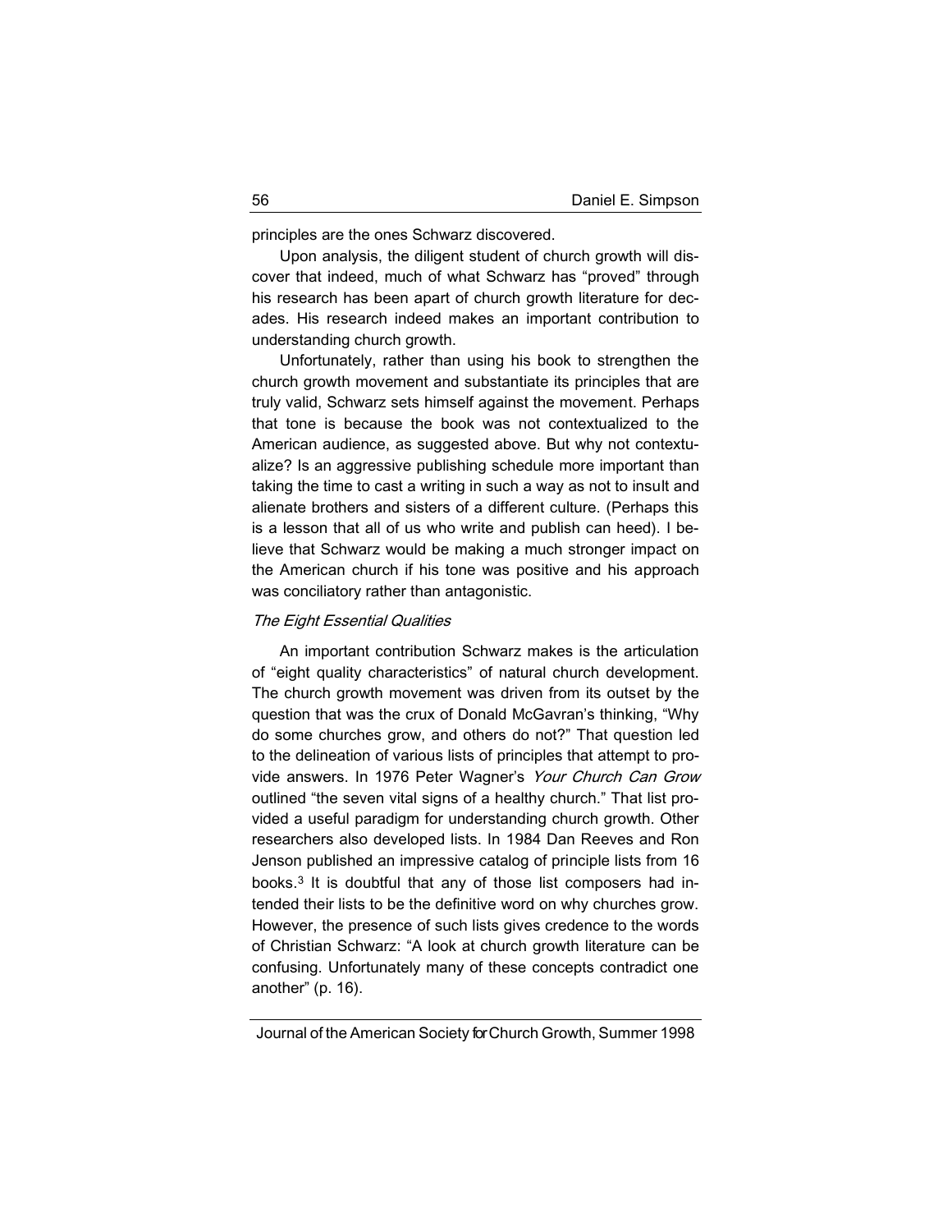principles are the ones Schwarz discovered.

Upon analysis, the diligent student of church growth will discover that indeed, much of what Schwarz has "proved" through his research has been apart of church growth literature for decades. His research indeed makes an important contribution to understanding church growth.

Unfortunately, rather than using his book to strengthen the church growth movement and substantiate its principles that are truly valid, Schwarz sets himself against the movement. Perhaps that tone is because the book was not contextualized to the American audience, as suggested above. But why not contextualize? Is an aggressive publishing schedule more important than taking the time to cast a writing in such a way as not to insult and alienate brothers and sisters of a different culture. (Perhaps this is a lesson that all of us who write and publish can heed). I believe that Schwarz would be making a much stronger impact on the American church if his tone was positive and his approach was conciliatory rather than antagonistic.

### *The Eight Essential Qualities*

An important contribution Schwarz makes is the articulation of "eight quality characteristics" of natural church development. The church growth movement was driven from its outset by the question that was the crux of Donald McGavran's thinking, "Why do some churches grow, and others do not?" That question led to the delineation of various lists of principles that attempt to provide answers. In 1976 Peter Wagner's *Your Church Can Grow* outlined "the seven vital signs of a healthy church." That list provided a useful paradigm for understanding church growth. Other researchers also developed lists. In 1984 Dan Reeves and Ron Jenson published an impressive catalog of principle lists from 16 books.[3] It is doubtful that any of those list composers had intended their lists to be the definitive word on why churches grow. However, the presence of such lists gives credence to the words of Christian Schwarz: "A look at church growth literature can be confusing. Unfortunately many of these concepts contradict one another" (p. 16).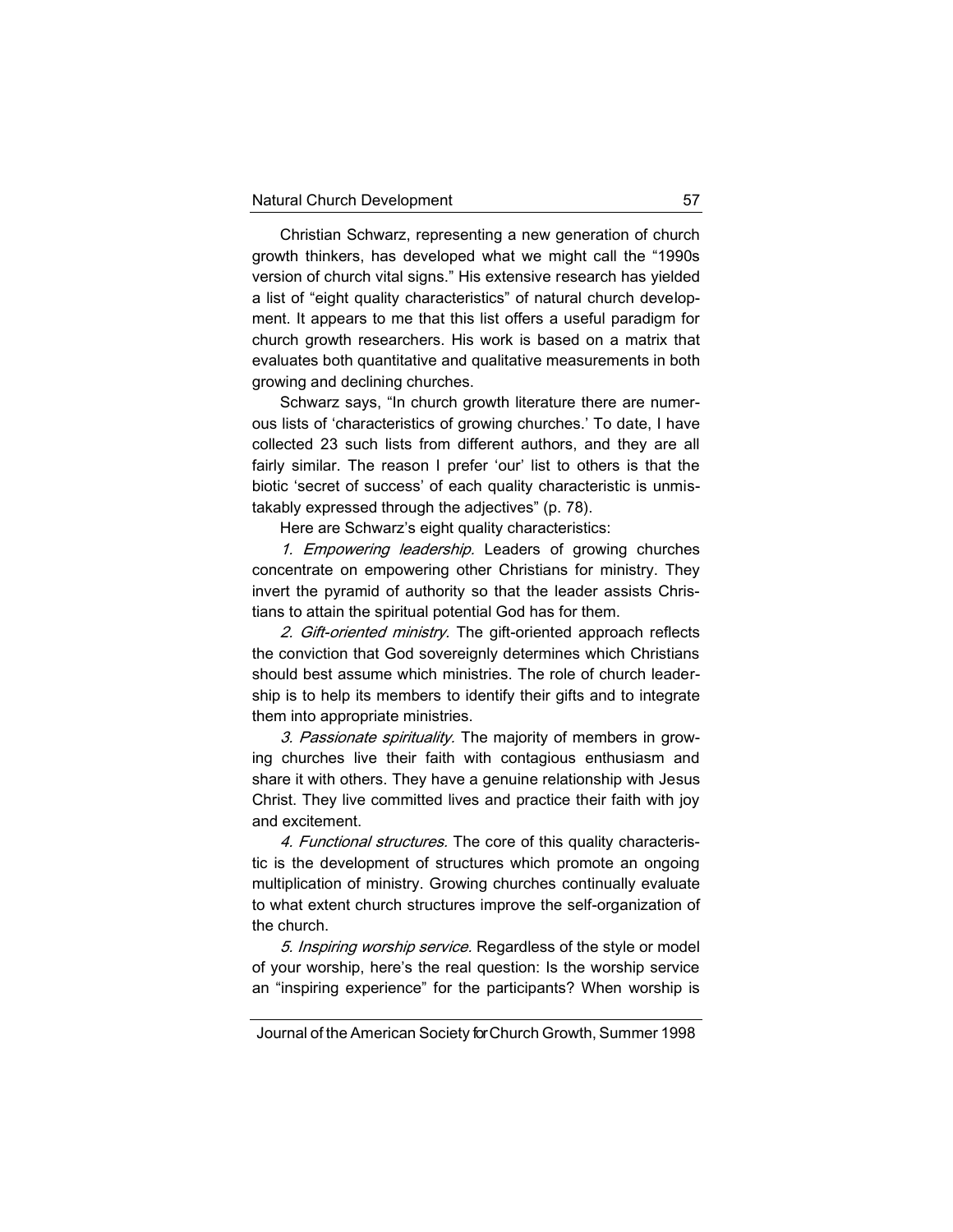Christian Schwarz, representing a new generation of church growth thinkers, has developed what we might call the "1990s version of church vital signs." His extensive research has yielded a list of "eight quality characteristics" of natural church development. It appears to me that this list offers a useful paradigm for church growth researchers. His work is based on a matrix that evaluates both quantitative and qualitative measurements in both growing and declining churches.

Schwarz says, "In church growth literature there are numerous lists of 'characteristics of growing churches.' To date, I have collected 23 such lists from different authors, and they are all fairly similar. The reason I prefer 'our' list to others is that the biotic 'secret of success' of each quality characteristic is unmistakably expressed through the adjectives" (p. 78).

Here are Schwarz's eight quality characteristics:

*1. Empowering leadership.* Leaders of growing churches concentrate on empowering other Christians for ministry. They invert the pyramid of authority so that the leader assists Christians to attain the spiritual potential God has for them.

*2. Gift-oriented ministry.* The gift-oriented approach reflects the conviction that God sovereignly determines which Christians should best assume which ministries. The role of church leadership is to help its members to identify their gifts and to integrate them into appropriate ministries.

*3. Passionate spirituality.* The majority of members in growing churches live their faith with contagious enthusiasm and share it with others. They have a genuine relationship with Jesus Christ. They live committed lives and practice their faith with joy and excitement.

*4. Functional structures.* The core of this quality characteristic is the development of structures which promote an ongoing multiplication of ministry. Growing churches continually evaluate to what extent church structures improve the self-organization of the church.

*5. Inspiring worship service.* Regardless of the style or model of your worship, here's the real question: Is the worship service an "inspiring experience" for the participants? When worship is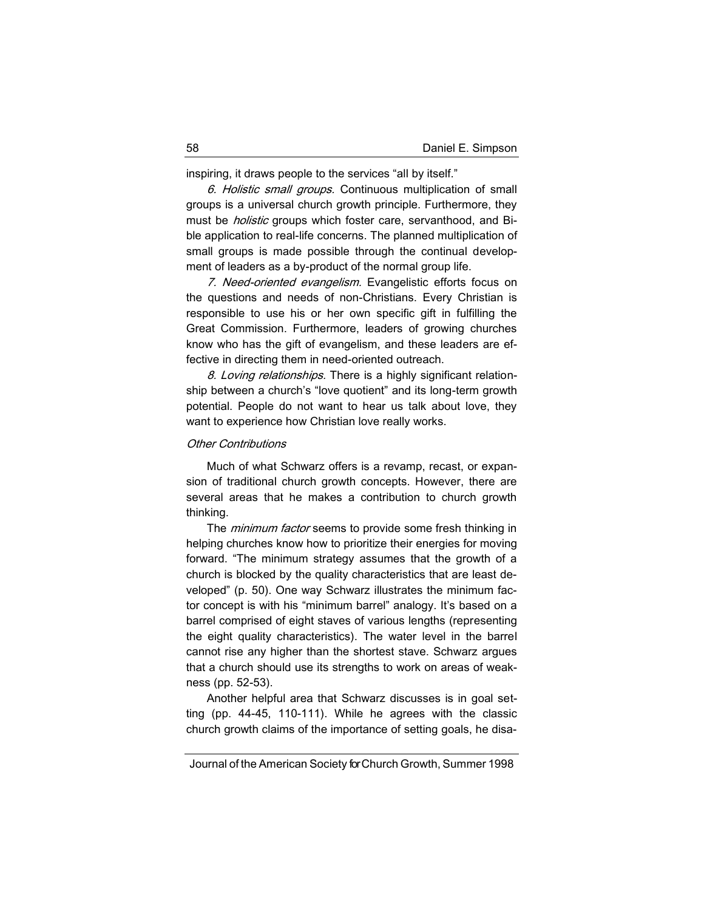inspiring, it draws people to the services "all by itself."

*6. Holistic small groups.* Continuous multiplication of small groups is a universal church growth principle. Furthermore, they must be *holistic* groups which foster care, servanthood, and Bible application to real-life concerns. The planned multiplication of small groups is made possible through the continual development of leaders as a by-product of the normal group life.

*7. Need-oriented evangelism.* Evangelistic efforts focus on the questions and needs of non-Christians. Every Christian is responsible to use his or her own specific gift in fulfilling the Great Commission. Furthermore, leaders of growing churches know who has the gift of evangelism, and these leaders are effective in directing them in need-oriented outreach.

*8. Loving relationships.* There is a highly significant relationship between a church's "love quotient" and its long-term growth potential. People do not want to hear us talk about love, they want to experience how Christian love really works.

### *Other Contributions*

Much of what Schwarz offers is a revamp, recast, or expansion of traditional church growth concepts. However, there are several areas that he makes a contribution to church growth thinking.

The *minimum factor* seems to provide some fresh thinking in helping churches know how to prioritize their energies for moving forward. "The minimum strategy assumes that the growth of a church is blocked by the quality characteristics that are least developed" (p. 50). One way Schwarz illustrates the minimum factor concept is with his "minimum barrel" analogy. It's based on a barrel comprised of eight staves of various lengths (representing the eight quality characteristics). The water level in the barrel cannot rise any higher than the shortest stave. Schwarz argues that a church should use its strengths to work on areas of weakness (pp. 52-53).

Another helpful area that Schwarz discusses is in goal setting (pp. 44-45, 110-111). While he agrees with the classic church growth claims of the importance of setting goals, he disa-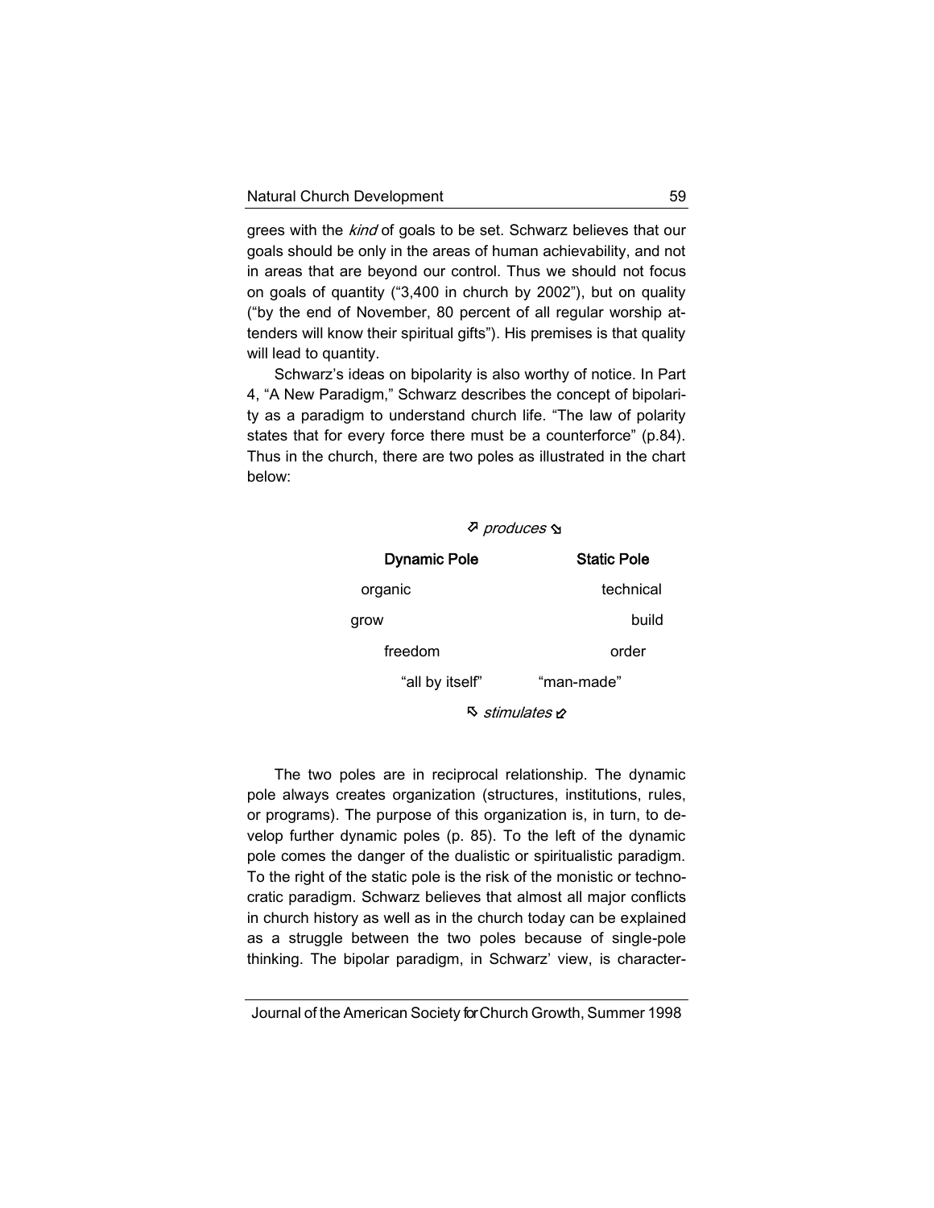grees with the *kind* of goals to be set. Schwarz believes that our goals should be only in the areas of human achievability, and not in areas that are beyond our control. Thus we should not focus on goals of quantity ("3,400 in church by 2002"), but on quality ("by the end of November, 80 percent of all regular worship attenders will know their spiritual gifts"). His premises is that quality will lead to quantity.

Schwarz's ideas on bipolarity is also worthy of notice. In Part 4, "A New Paradigm," Schwarz describes the concept of bipolarity as a paradigm to understand church life. "The law of polarity states that for every force there must be a counterforce" (p.84). Thus in the church, there are two poles as illustrated in the chart below:

↗ *produces* ↘

| Dynamic Pole | Static Pole |
|---|---|
| organic | technical |
| grow | build |
| freedom | order |
| "all by itself" | "man-made" |

↖ *stimulates* ↙

The two poles are in reciprocal relationship. The dynamic pole always creates organization (structures, institutions, rules, or programs). The purpose of this organization is, in turn, to develop further dynamic poles (p. 85). To the left of the dynamic pole comes the danger of the dualistic or spiritualistic paradigm. To the right of the static pole is the risk of the monistic or technocratic paradigm. Schwarz believes that almost all major conflicts in church history as well as in the church today can be explained as a struggle between the two poles because of single-pole thinking. The bipolar paradigm, in Schwarz' view, is character-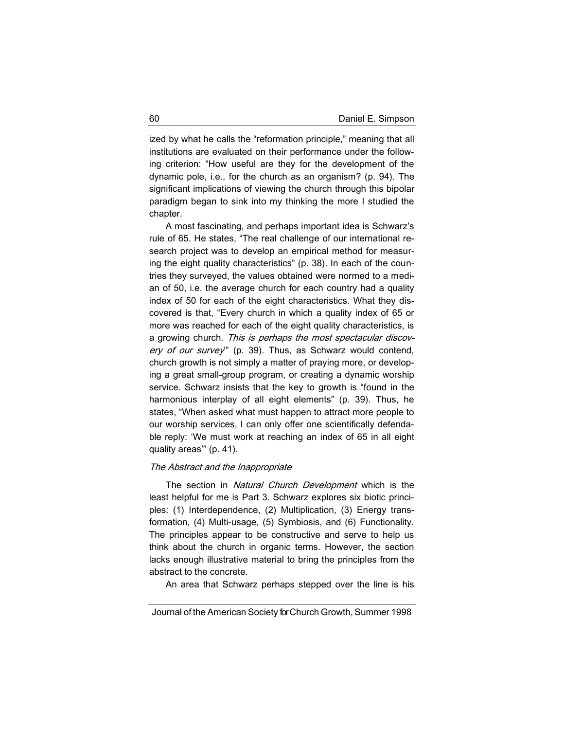ized by what he calls the "reformation principle," meaning that all institutions are evaluated on their performance under the following criterion: "How useful are they for the development of the dynamic pole, i.e., for the church as an organism? (p. 94). The significant implications of viewing the church through this bipolar paradigm began to sink into my thinking the more I studied the chapter.

A most fascinating, and perhaps important idea is Schwarz's rule of 65. He states, "The real challenge of our international research project was to develop an empirical method for measuring the eight quality characteristics" (p. 38). In each of the countries they surveyed, the values obtained were normed to a median of 50, i.e. the average church for each country had a quality index of 50 for each of the eight characteristics. What they discovered is that, "Every church in which a quality index of 65 or more was reached for each of the eight quality characteristics, is a growing church. *This is perhaps the most spectacular discovery of our survey*" (p. 39). Thus, as Schwarz would contend, church growth is not simply a matter of praying more, or developing a great small-group program, or creating a dynamic worship service. Schwarz insists that the key to growth is "found in the harmonious interplay of all eight elements" (p. 39). Thus, he states, "When asked what must happen to attract more people to our worship services, I can only offer one scientifically defendable reply: 'We must work at reaching an index of 65 in all eight quality areas'" (p. 41).

### *The Abstract and the Inappropriate*

The section in *Natural Church Development* which is the least helpful for me is Part 3. Schwarz explores six biotic principles: (1) Interdependence, (2) Multiplication, (3) Energy transformation, (4) Multi-usage, (5) Symbiosis, and (6) Functionality. The principles appear to be constructive and serve to help us think about the church in organic terms. However, the section lacks enough illustrative material to bring the principles from the abstract to the concrete.

An area that Schwarz perhaps stepped over the line is his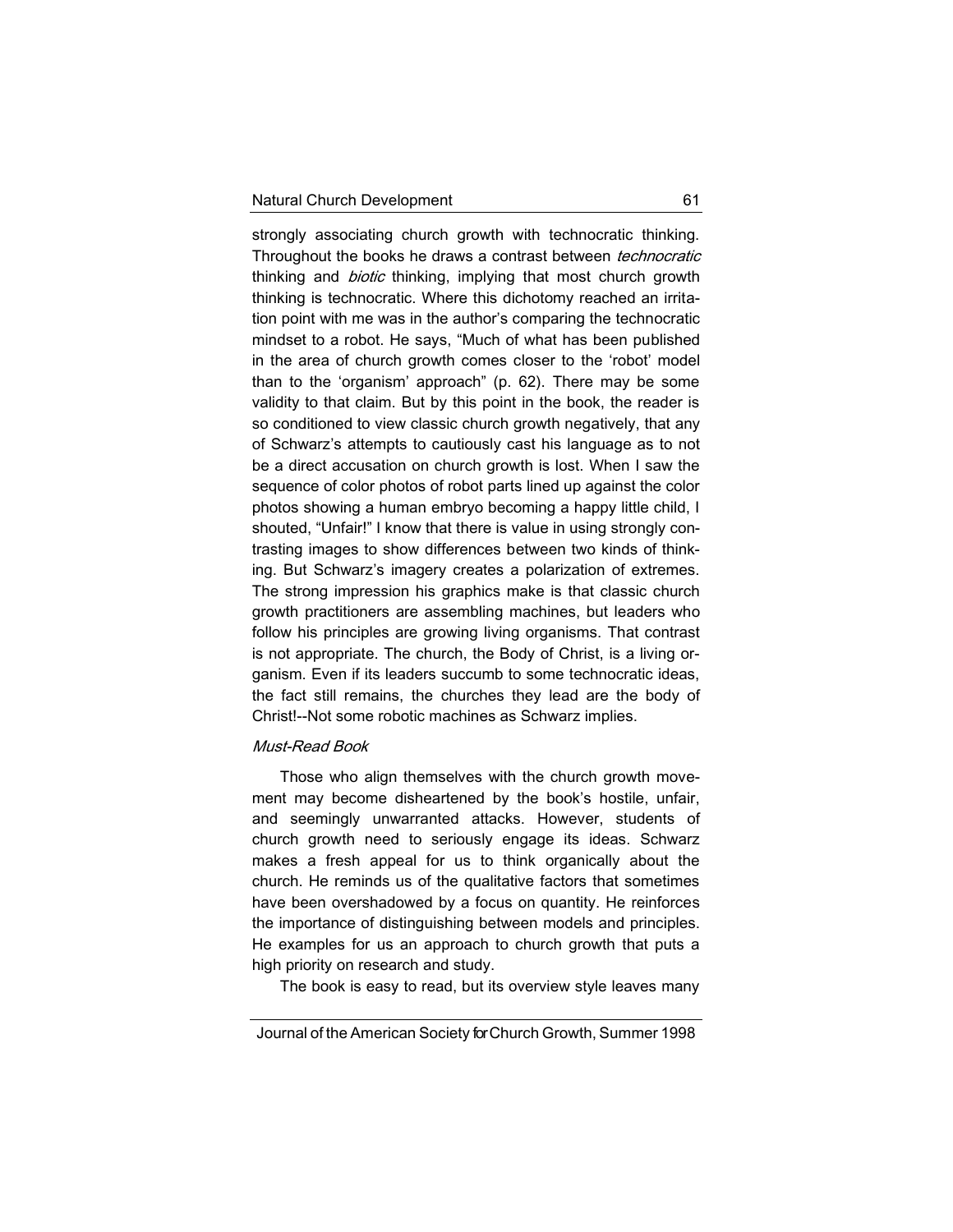strongly associating church growth with technocratic thinking. Throughout the books he draws a contrast between *technocratic* thinking and *biotic* thinking, implying that most church growth thinking is technocratic. Where this dichotomy reached an irritation point with me was in the author's comparing the technocratic mindset to a robot. He says, "Much of what has been published in the area of church growth comes closer to the 'robot' model than to the 'organism' approach" (p. 62). There may be some validity to that claim. But by this point in the book, the reader is so conditioned to view classic church growth negatively, that any of Schwarz's attempts to cautiously cast his language as to not be a direct accusation on church growth is lost. When I saw the sequence of color photos of robot parts lined up against the color photos showing a human embryo becoming a happy little child, I shouted, "Unfair!" I know that there is value in using strongly contrasting images to show differences between two kinds of thinking. But Schwarz's imagery creates a polarization of extremes. The strong impression his graphics make is that classic church growth practitioners are assembling machines, but leaders who follow his principles are growing living organisms. That contrast is not appropriate. The church, the Body of Christ, is a living organism. Even if its leaders succumb to some technocratic ideas, the fact still remains, the churches they lead are the body of Christ!--Not some robotic machines as Schwarz implies.

### *Must-Read Book*

Those who align themselves with the church growth movement may become disheartened by the book's hostile, unfair, and seemingly unwarranted attacks. However, students of church growth need to seriously engage its ideas. Schwarz makes a fresh appeal for us to think organically about the church. He reminds us of the qualitative factors that sometimes have been overshadowed by a focus on quantity. He reinforces the importance of distinguishing between models and principles. He examples for us an approach to church growth that puts a high priority on research and study.

The book is easy to read, but its overview style leaves many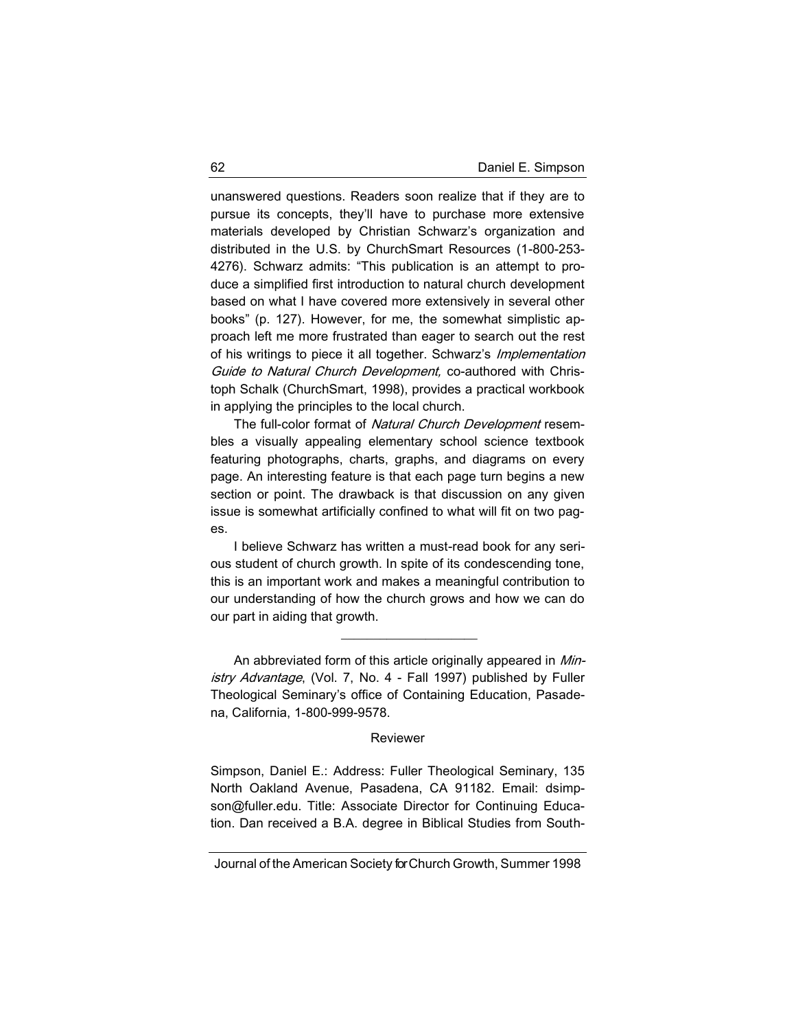unanswered questions. Readers soon realize that if they are to pursue its concepts, they'll have to purchase more extensive materials developed by Christian Schwarz's organization and distributed in the U.S. by ChurchSmart Resources (1-800-253-4276). Schwarz admits: "This publication is an attempt to produce a simplified first introduction to natural church development based on what I have covered more extensively in several other books" (p. 127). However, for me, the somewhat simplistic approach left me more frustrated than eager to search out the rest of his writings to piece it all together. Schwarz's *Implementation Guide to Natural Church Development,* co-authored with Christoph Schalk (ChurchSmart, 1998), provides a practical workbook in applying the principles to the local church.

The full-color format of *Natural Church Development* resembles a visually appealing elementary school science textbook featuring photographs, charts, graphs, and diagrams on every page. An interesting feature is that each page turn begins a new section or point. The drawback is that discussion on any given issue is somewhat artificially confined to what will fit on two pages.

I believe Schwarz has written a must-read book for any serious student of church growth. In spite of its condescending tone, this is an important work and makes a meaningful contribution to our understanding of how the church grows and how we can do our part in aiding that growth.

---

An abbreviated form of this article originally appeared in *Ministry Advantage*, (Vol. 7, No. 4 - Fall 1997) published by Fuller Theological Seminary's office of Containing Education, Pasadena, California, 1-800-999-9578.

Reviewer

Simpson, Daniel E.: Address: Fuller Theological Seminary, 135 North Oakland Avenue, Pasadena, CA 91182. Email: dsimpson@fuller.edu. Title: Associate Director for Continuing Education. Dan received a B.A. degree in Biblical Studies from South-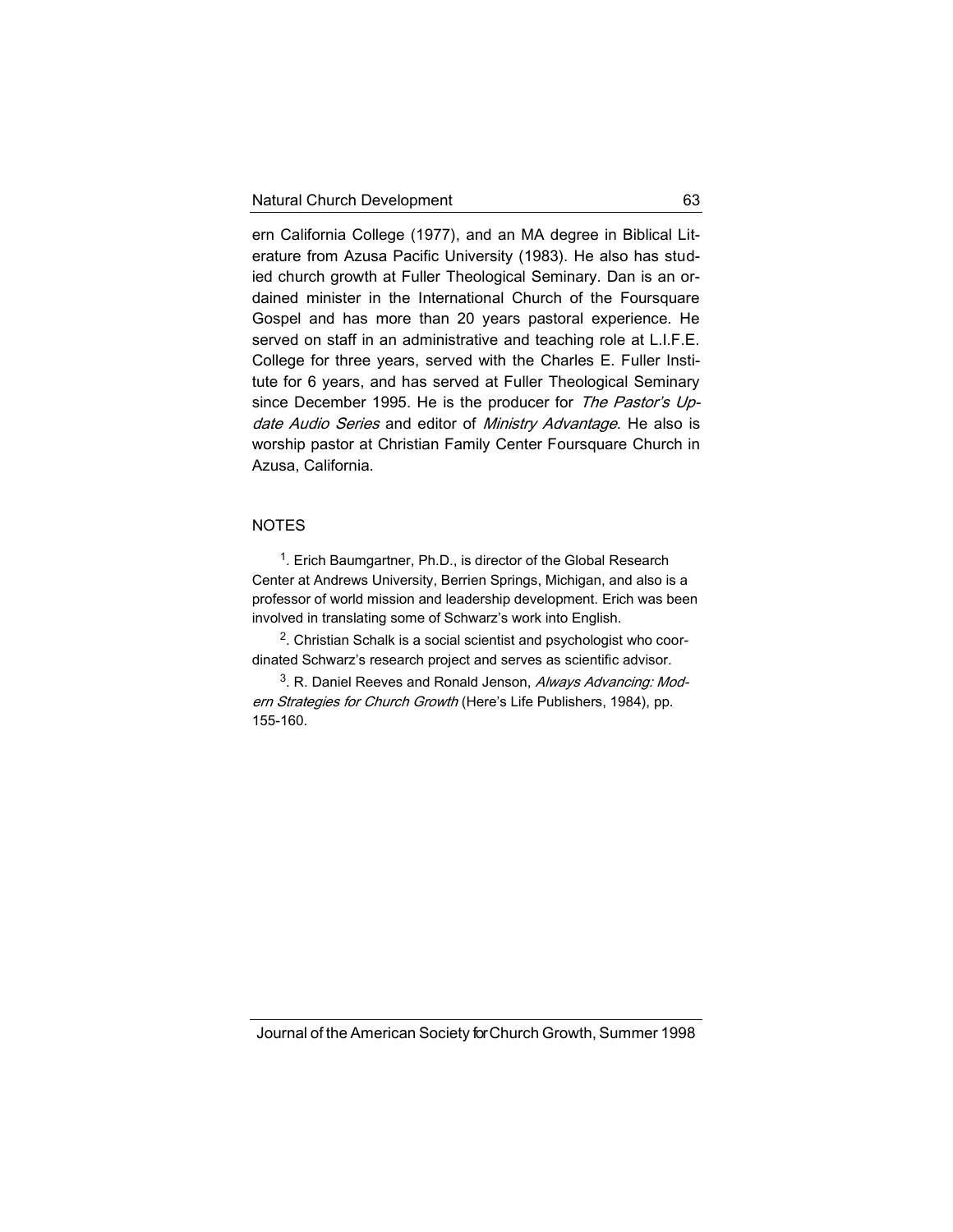ern California College (1977), and an MA degree in Biblical Literature from Azusa Pacific University (1983). He also has studied church growth at Fuller Theological Seminary. Dan is an ordained minister in the International Church of the Foursquare Gospel and has more than 20 years pastoral experience. He served on staff in an administrative and teaching role at L.I.F.E. College for three years, served with the Charles E. Fuller Institute for 6 years, and has served at Fuller Theological Seminary since December 1995. He is the producer for *The Pastor's Update Audio Series* and editor of *Ministry Advantage*. He also is worship pastor at Christian Family Center Foursquare Church in Azusa, California.

## NOTES

[1]. Erich Baumgartner, Ph.D., is director of the Global Research Center at Andrews University, Berrien Springs, Michigan, and also is a professor of world mission and leadership development. Erich was been involved in translating some of Schwarz's work into English.

[2]. Christian Schalk is a social scientist and psychologist who coordinated Schwarz's research project and serves as scientific advisor.

[3]. R. Daniel Reeves and Ronald Jenson, *Always Advancing: Modern Strategies for Church Growth* (Here's Life Publishers, 1984), pp. 155-160.